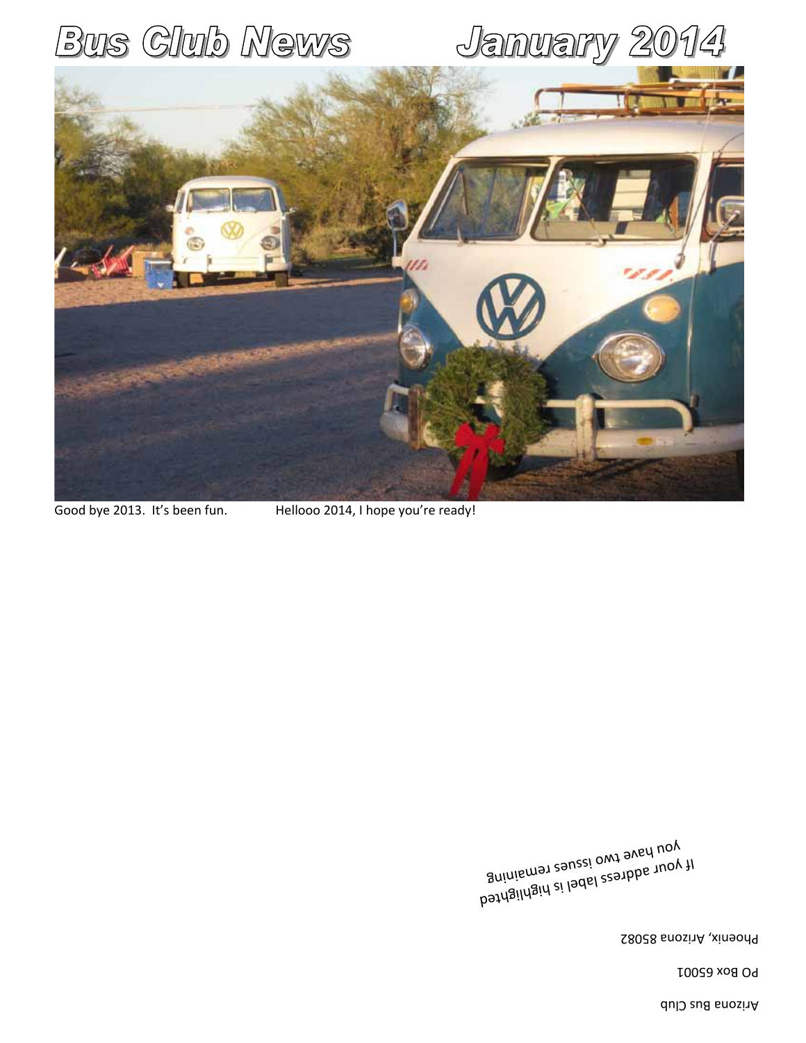# Bus Club News January 2014

Good bye 2013. It's been fun. Hellooo 2014, I hope you're ready!

If your address label is highlighted
you have two issues remaining

Phoenix, Arizona 85082

PO Box 65001

Arizona Bus Club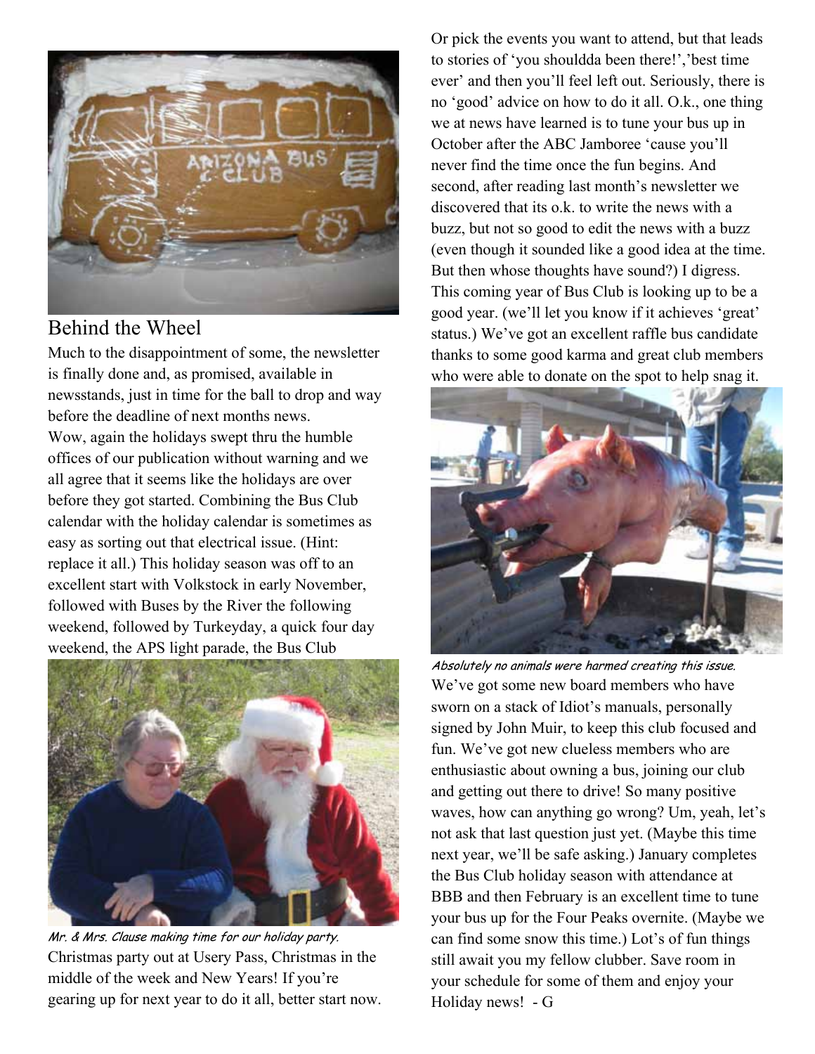## Behind the Wheel

Much to the disappointment of some, the newsletter is finally done and, as promised, available in newsstands, just in time for the ball to drop and way before the deadline of next months news.

Wow, again the holidays swept thru the humble offices of our publication without warning and we all agree that it seems like the holidays are over before they got started. Combining the Bus Club calendar with the holiday calendar is sometimes as easy as sorting out that electrical issue. (Hint: replace it all.) This holiday season was off to an excellent start with Volkstock in early November, followed with Buses by the River the following weekend, followed by Turkeyday, a quick four day weekend, the APS light parade, the Bus Club Christmas party out at Usery Pass, Christmas in the middle of the week and New Years! If you're gearing up for next year to do it all, better start now.

*Mr. & Mrs. Clause making time for our holiday party.*

Or pick the events you want to attend, but that leads to stories of 'you shouldda been there!','best time ever' and then you'll feel left out. Seriously, there is no 'good' advice on how to do it all. O.k., one thing we at news have learned is to tune your bus up in October after the ABC Jamboree 'cause you'll never find the time once the fun begins. And second, after reading last month's newsletter we discovered that its o.k. to write the news with a buzz, but not so good to edit the news with a buzz (even though it sounded like a good idea at the time. But then whose thoughts have sound?) I digress. This coming year of Bus Club is looking up to be a good year. (we'll let you know if it achieves 'great' status.) We've got an excellent raffle bus candidate thanks to some good karma and great club members who were able to donate on the spot to help snag it.

*Absolutely no animals were harmed creating this issue.*

We've got some new board members who have sworn on a stack of Idiot's manuals, personally signed by John Muir, to keep this club focused and fun. We've got new clueless members who are enthusiastic about owning a bus, joining our club and getting out there to drive! So many positive waves, how can anything go wrong? Um, yeah, let's not ask that last question just yet. (Maybe this time next year, we'll be safe asking.) January completes the Bus Club holiday season with attendance at BBB and then February is an excellent time to tune your bus up for the Four Peaks overnite. (Maybe we can find some snow this time.) Lot's of fun things still await you my fellow clubber. Save room in your schedule for some of them and enjoy your Holiday news! - G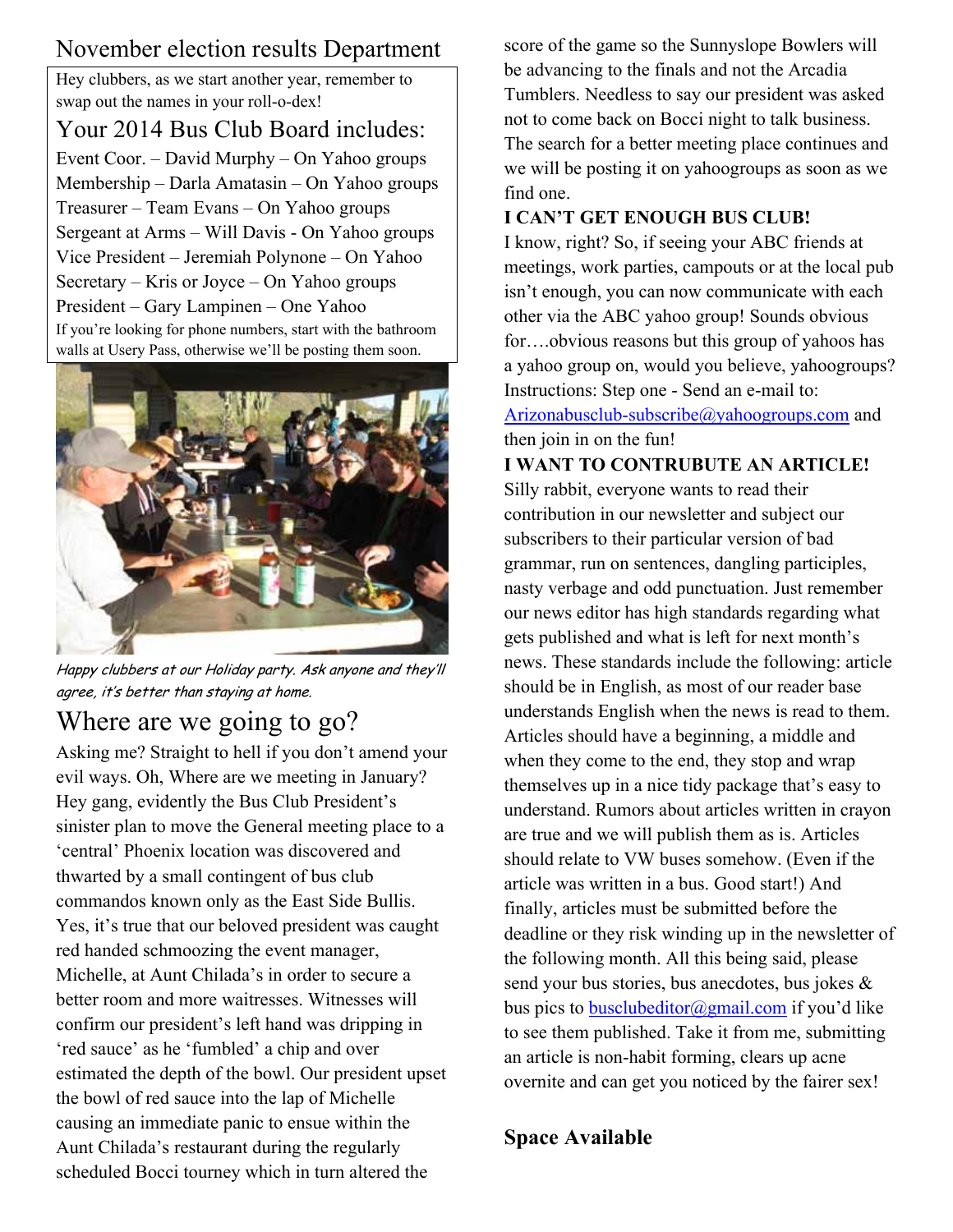## November election results Department

Hey clubbers, as we start another year, remember to swap out the names in your roll-o-dex!

## Your 2014 Bus Club Board includes:

Event Coor. – David Murphy – On Yahoo groups
Membership – Darla Amatasin – On Yahoo groups
Treasurer – Team Evans – On Yahoo groups
Sergeant at Arms – Will Davis - On Yahoo groups
Vice President – Jeremiah Polynone – On Yahoo
Secretary – Kris or Joyce – On Yahoo groups
President – Gary Lampinen – One Yahoo

If you're looking for phone numbers, start with the bathroom walls at Usery Pass, otherwise we'll be posting them soon.

*Happy clubbers at our Holiday party. Ask anyone and they'll agree, it's better than staying at home.*

## Where are we going to go?

Asking me? Straight to hell if you don't amend your evil ways. Oh, Where are we meeting in January? Hey gang, evidently the Bus Club President's sinister plan to move the General meeting place to a 'central' Phoenix location was discovered and thwarted by a small contingent of bus club commandos known only as the East Side Bullis. Yes, it's true that our beloved president was caught red handed schmoozing the event manager, Michelle, at Aunt Chilada's in order to secure a better room and more waitresses. Witnesses will confirm our president's left hand was dripping in 'red sauce' as he 'fumbled' a chip and over estimated the depth of the bowl. Our president upset the bowl of red sauce into the lap of Michelle causing an immediate panic to ensue within the Aunt Chilada's restaurant during the regularly scheduled Bocci tourney which in turn altered the score of the game so the Sunnyslope Bowlers will be advancing to the finals and not the Arcadia Tumblers. Needless to say our president was asked not to come back on Bocci night to talk business. The search for a better meeting place continues and we will be posting it on yahoogroups as soon as we find one.

**I CAN'T GET ENOUGH BUS CLUB!**

I know, right? So, if seeing your ABC friends at meetings, work parties, campouts or at the local pub isn't enough, you can now communicate with each other via the ABC yahoo group! Sounds obvious for….obvious reasons but this group of yahoos has a yahoo group on, would you believe, yahoogroups? Instructions: Step one - Send an e-mail to: Arizonabusclub-subscribe@yahoogroups.com and then join in on the fun!

**I WANT TO CONTRUBUTE AN ARTICLE!**

Silly rabbit, everyone wants to read their contribution in our newsletter and subject our subscribers to their particular version of bad grammar, run on sentences, dangling participles, nasty verbage and odd punctuation. Just remember our news editor has high standards regarding what gets published and what is left for next month's news. These standards include the following: article should be in English, as most of our reader base understands English when the news is read to them. Articles should have a beginning, a middle and when they come to the end, they stop and wrap themselves up in a nice tidy package that's easy to understand. Rumors about articles written in crayon are true and we will publish them as is. Articles should relate to VW buses somehow. (Even if the article was written in a bus. Good start!) And finally, articles must be submitted before the deadline or they risk winding up in the newsletter of the following month. All this being said, please send your bus stories, bus anecdotes, bus jokes & bus pics to busclubeditor@gmail.com if you'd like to see them published. Take it from me, submitting an article is non-habit forming, clears up acne overnite and can get you noticed by the fairer sex!

**Space Available**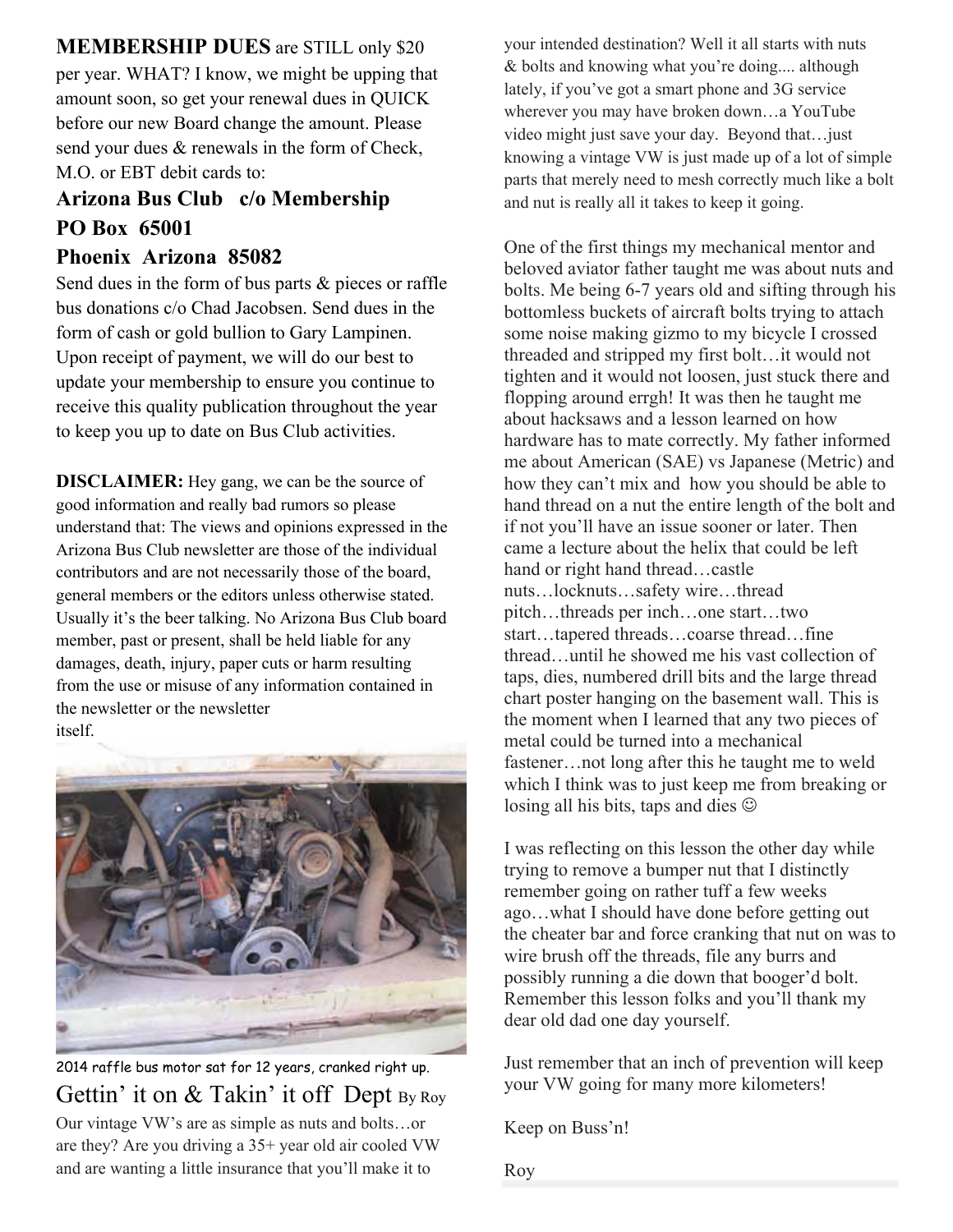**MEMBERSHIP DUES** are STILL only $20 per year. WHAT? I know, we might be upping that amount soon, so get your renewal dues in QUICK before our new Board change the amount. Please send your dues & renewals in the form of Check, M.O. or EBT debit cards to:

**Arizona Bus Club c/o Membership**
**PO Box 65001**
**Phoenix Arizona 85082**

Send dues in the form of bus parts & pieces or raffle bus donations c/o Chad Jacobsen. Send dues in the form of cash or gold bullion to Gary Lampinen. Upon receipt of payment, we will do our best to update your membership to ensure you continue to receive this quality publication throughout the year to keep you up to date on Bus Club activities.

**DISCLAIMER:** Hey gang, we can be the source of good information and really bad rumors so please understand that: The views and opinions expressed in the Arizona Bus Club newsletter are those of the individual contributors and are not necessarily those of the board, general members or the editors unless otherwise stated. Usually it's the beer talking. No Arizona Bus Club board member, past or present, shall be held liable for any damages, death, injury, paper cuts or harm resulting from the use or misuse of any information contained in the newsletter or the newsletter itself.

2014 raffle bus motor sat for 12 years, cranked right up.

## Gettin' it on & Takin' it off Dept By Roy

Our vintage VW's are as simple as nuts and bolts…or are they? Are you driving a 35+ year old air cooled VW and are wanting a little insurance that you'll make it to your intended destination? Well it all starts with nuts & bolts and knowing what you're doing.... although lately, if you've got a smart phone and 3G service wherever you may have broken down…a YouTube video might just save your day. Beyond that…just knowing a vintage VW is just made up of a lot of simple parts that merely need to mesh correctly much like a bolt and nut is really all it takes to keep it going.

One of the first things my mechanical mentor and beloved aviator father taught me was about nuts and bolts. Me being 6-7 years old and sifting through his bottomless buckets of aircraft bolts trying to attach some noise making gizmo to my bicycle I crossed threaded and stripped my first bolt…it would not tighten and it would not loosen, just stuck there and flopping around errgh! It was then he taught me about hacksaws and a lesson learned on how hardware has to mate correctly. My father informed me about American (SAE) vs Japanese (Metric) and how they can't mix and how you should be able to hand thread on a nut the entire length of the bolt and if not you'll have an issue sooner or later. Then came a lecture about the helix that could be left hand or right hand thread…castle nuts…locknuts…safety wire…thread pitch…threads per inch…one start…two start…tapered threads…coarse thread…fine thread…until he showed me his vast collection of taps, dies, numbered drill bits and the large thread chart poster hanging on the basement wall. This is the moment when I learned that any two pieces of metal could be turned into a mechanical fastener…not long after this he taught me to weld which I think was to just keep me from breaking or losing all his bits, taps and dies ☺

I was reflecting on this lesson the other day while trying to remove a bumper nut that I distinctly remember going on rather tuff a few weeks ago…what I should have done before getting out the cheater bar and force cranking that nut on was to wire brush off the threads, file any burrs and possibly running a die down that booger'd bolt. Remember this lesson folks and you'll thank my dear old dad one day yourself.

Just remember that an inch of prevention will keep your VW going for many more kilometers!

Keep on Buss'n!

Roy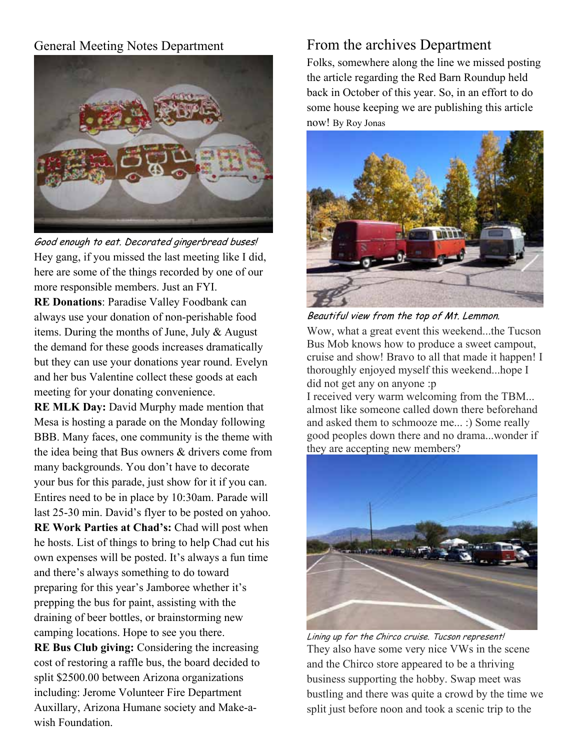## General Meeting Notes Department

*Good enough to eat. Decorated gingerbread buses!*

Hey gang, if you missed the last meeting like I did, here are some of the things recorded by one of our more responsible members. Just an FYI.

**RE Donations**: Paradise Valley Foodbank can always use your donation of non-perishable food items. During the months of June, July & August the demand for these goods increases dramatically but they can use your donations year round. Evelyn and her bus Valentine collect these goods at each meeting for your donating convenience.

**RE MLK Day:** David Murphy made mention that Mesa is hosting a parade on the Monday following BBB. Many faces, one community is the theme with the idea being that Bus owners & drivers come from many backgrounds. You don't have to decorate your bus for this parade, just show for it if you can. Entires need to be in place by 10:30am. Parade will last 25-30 min. David's flyer to be posted on yahoo.

**RE Work Parties at Chad's:** Chad will post when he hosts. List of things to bring to help Chad cut his own expenses will be posted. It's always a fun time and there's always something to do toward preparing for this year's Jamboree whether it's prepping the bus for paint, assisting with the draining of beer bottles, or brainstorming new camping locations. Hope to see you there.

**RE Bus Club giving:** Considering the increasing cost of restoring a raffle bus, the board decided to split $2500.00 between Arizona organizations including: Jerome Volunteer Fire Department Auxillary, Arizona Humane society and Make-a-wish Foundation.

## From the archives Department

Folks, somewhere along the line we missed posting the article regarding the Red Barn Roundup held back in October of this year. So, in an effort to do some house keeping we are publishing this article now! By Roy Jonas

*Beautiful view from the top of Mt. Lemmon.*

Wow, what a great event this weekend...the Tucson Bus Mob knows how to produce a sweet campout, cruise and show! Bravo to all that made it happen! I thoroughly enjoyed myself this weekend...hope I did not get any on anyone :p

I received very warm welcoming from the TBM... almost like someone called down there beforehand and asked them to schmooze me... :) Some really good peoples down there and no drama...wonder if they are accepting new members?

*Lining up for the Chirco cruise. Tucson represent!*

They also have some very nice VWs in the scene and the Chirco store appeared to be a thriving business supporting the hobby. Swap meet was bustling and there was quite a crowd by the time we split just before noon and took a scenic trip to the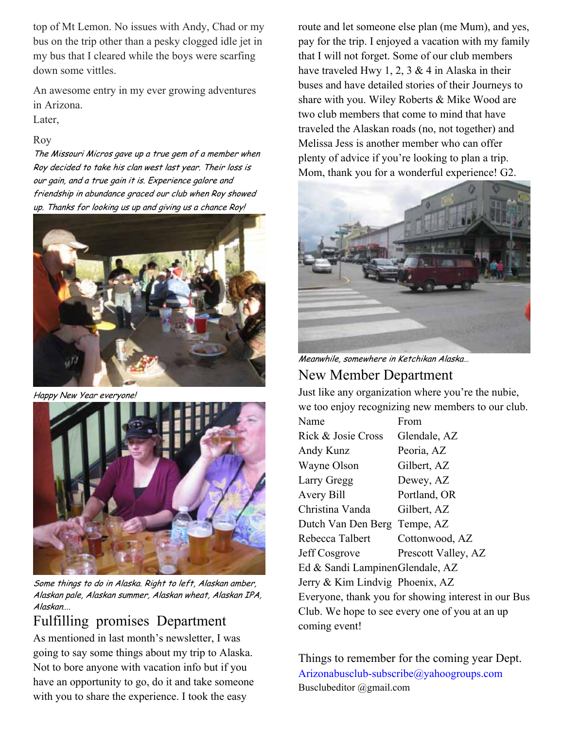top of Mt Lemon. No issues with Andy, Chad or my bus on the trip other than a pesky clogged idle jet in my bus that I cleared while the boys were scarfing down some vittles.

An awesome entry in my ever growing adventures in Arizona.

Later,

Roy

*The Missouri Micros gave up a true gem of a member when Roy decided to take his clan west last year. Their loss is our gain, and a true gain it is. Experience galore and friendship in abundance graced our club when Roy showed up. Thanks for looking us up and giving us a chance Roy!*

*Happy New Year everyone!*

*Some things to do in Alaska. Right to left, Alaskan amber, Alaskan pale, Alaskan summer, Alaskan wheat, Alaskan IPA, Alaskan….*

## Fulfilling promises Department

As mentioned in last month's newsletter, I was going to say some things about my trip to Alaska. Not to bore anyone with vacation info but if you have an opportunity to go, do it and take someone with you to share the experience. I took the easy route and let someone else plan (me Mum), and yes, pay for the trip. I enjoyed a vacation with my family that I will not forget. Some of our club members have traveled Hwy 1, 2, 3 & 4 in Alaska in their buses and have detailed stories of their Journeys to share with you. Wiley Roberts & Mike Wood are two club members that come to mind that have traveled the Alaskan roads (no, not together) and Melissa Jess is another member who can offer plenty of advice if you're looking to plan a trip. Mom, thank you for a wonderful experience! G2.

*Meanwhile, somewhere in Ketchikan Alaska…*

## New Member Department

Just like any organization where you're the nubie, we too enjoy recognizing new members to our club.

| Name | From |
|---|---|
| Rick & Josie Cross | Glendale, AZ |
| Andy Kunz | Peoria, AZ |
| Wayne Olson | Gilbert, AZ |
| Larry Gregg | Dewey, AZ |
| Avery Bill | Portland, OR |
| Christina Vanda | Gilbert, AZ |
| Dutch Van Den Berg | Tempe, AZ |
| Rebecca Talbert | Cottonwood, AZ |
| Jeff Cosgrove | Prescott Valley, AZ |
| Ed & Sandi Lampinen | Glendale, AZ |
| Jerry & Kim Lindvig | Phoenix, AZ |

Everyone, thank you for showing interest in our Bus Club. We hope to see every one of you at an up coming event!

## Things to remember for the coming year Dept.

Arizonabusclub-subscribe@yahoogroups.com

Busclubeditor @gmail.com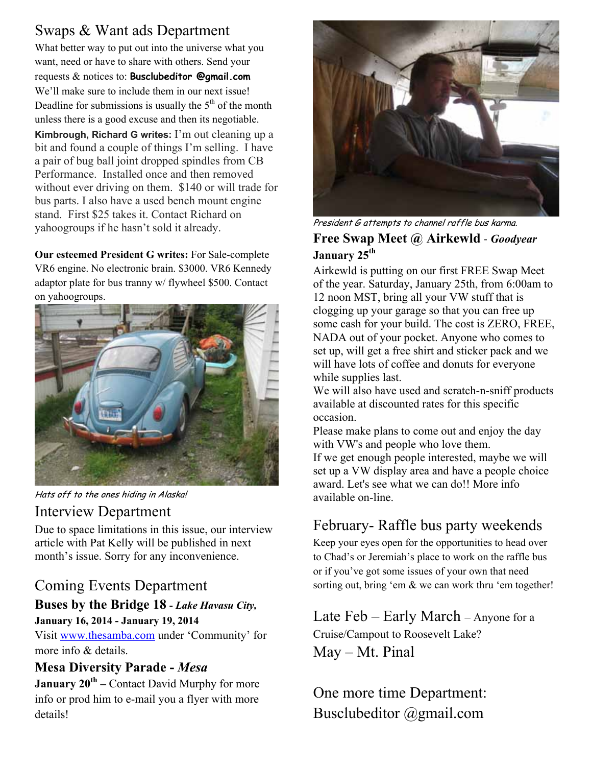## Swaps & Want ads Department

What better way to put out into the universe what you want, need or have to share with others. Send your requests & notices to: **Busclubeditor @gmail.com** We'll make sure to include them in our next issue! Deadline for submissions is usually the 5th of the month unless there is a good excuse and then its negotiable.

**Kimbrough, Richard G writes:** I'm out cleaning up a bit and found a couple of things I'm selling. I have a pair of bug ball joint dropped spindles from CB Performance. Installed once and then removed without ever driving on them. $140 or will trade for bus parts. I also have a used bench mount engine stand. First $25 takes it. Contact Richard on yahoogroups if he hasn't sold it already.

**Our esteemed President G writes:** For Sale-complete VR6 engine. No electronic brain. $3000. VR6 Kennedy adaptor plate for bus tranny w/ flywheel $500. Contact on yahoogroups.

*Hats off to the ones hiding in Alaska!*

## Interview Department

Due to space limitations in this issue, our interview article with Pat Kelly will be published in next month's issue. Sorry for any inconvenience.

## Coming Events Department

### Buses by the Bridge 18 - *Lake Havasu City,*

**January 16, 2014 - January 19, 2014**

Visit www.thesamba.com under 'Community' for more info & details.

### Mesa Diversity Parade - *Mesa*

**January 20th –** Contact David Murphy for more info or prod him to e-mail you a flyer with more details!

*President G attempts to channel raffle bus karma.*

### Free Swap Meet @ Airkewld - *Goodyear*

**January 25th**

Airkewld is putting on our first FREE Swap Meet of the year. Saturday, January 25th, from 6:00am to 12 noon MST, bring all your VW stuff that is clogging up your garage so that you can free up some cash for your build. The cost is ZERO, FREE, NADA out of your pocket. Anyone who comes to set up, will get a free shirt and sticker pack and we will have lots of coffee and donuts for everyone while supplies last.

We will also have used and scratch-n-sniff products available at discounted rates for this specific occasion.

Please make plans to come out and enjoy the day with VW's and people who love them.

If we get enough people interested, maybe we will set up a VW display area and have a people choice award. Let's see what we can do!! More info available on-line.

## February- Raffle bus party weekends

Keep your eyes open for the opportunities to head over to Chad's or Jeremiah's place to work on the raffle bus or if you've got some issues of your own that need sorting out, bring 'em & we can work thru 'em together!

## Late Feb – Early March – Anyone for a Cruise/Campout to Roosevelt Lake?

## May – Mt. Pinal

## One more time Department: Busclubeditor @gmail.com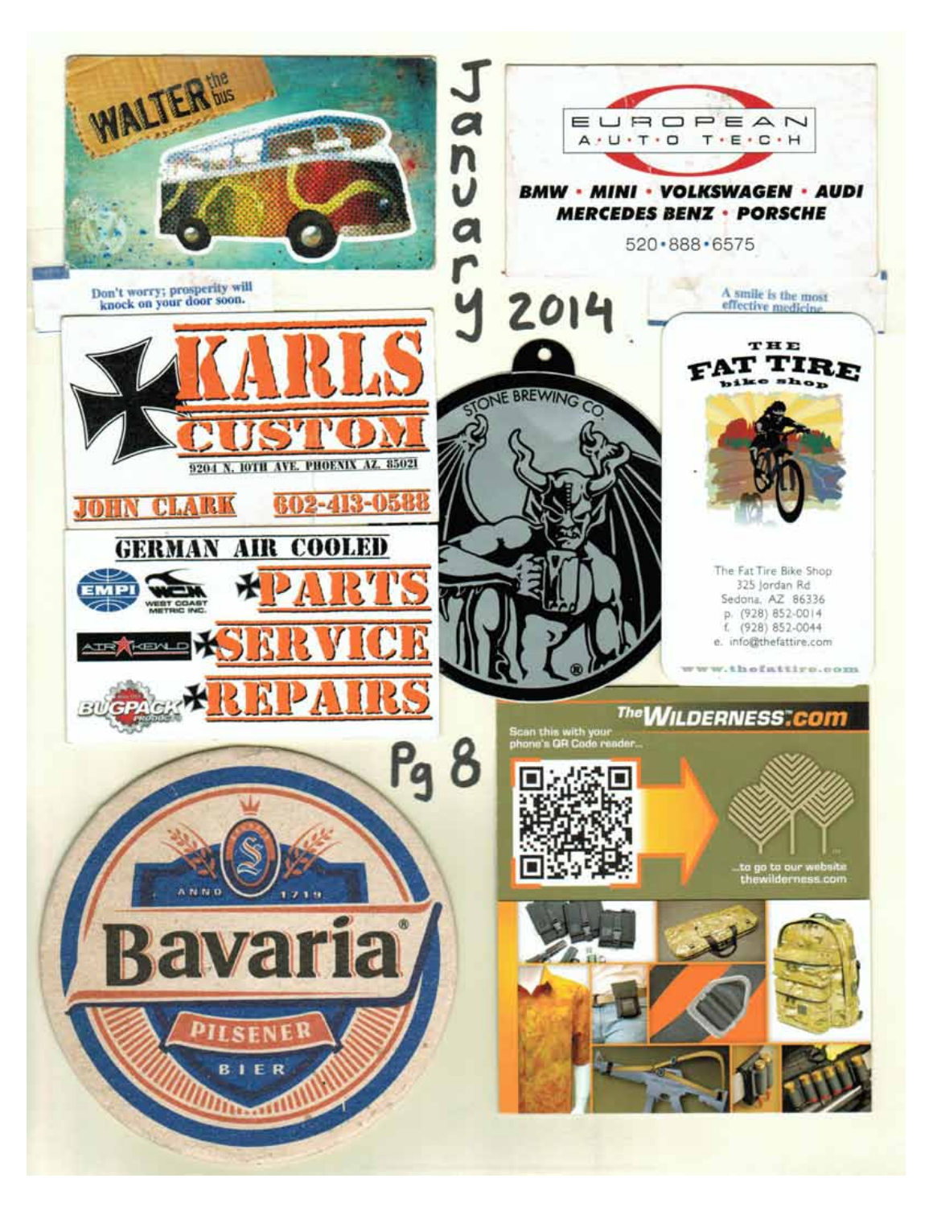January 2014

WALTER the bus

Don't worry; prosperity will knock on your door soon.

EUROPEAN AUTO TECH

BMW • MINI • VOLKSWAGEN • AUDI
MERCEDES BENZ • PORSCHE

520•888•6575

A smile is the most effective medicine.

KARLS CUSTOM

9204 N. 10TH AVE. PHOENIX AZ. 85021

JOHN CLARK 602-413-0588

GERMAN AIR COOLED

EMPI
WCM WEST COAST METRIC INC.
AIR KEWLD
BUGPACK PRODUCTS

*PARTS
*SERVICE
*REPAIRS

STONE BREWING CO.

THE FAT TIRE bike shop

The Fat Tire Bike Shop
325 Jordan Rd
Sedona, AZ 86336
p. (928) 852-0014
f. (928) 852-0044
e. info@thefattire.com

www.thefattire.com

Pg 8

ANNO 1719
Bavaria
PILSENER
BIER

TheWILDERNESS.com

Scan this with your phone's QR Code reader...

...to go to our website thewilderness.com